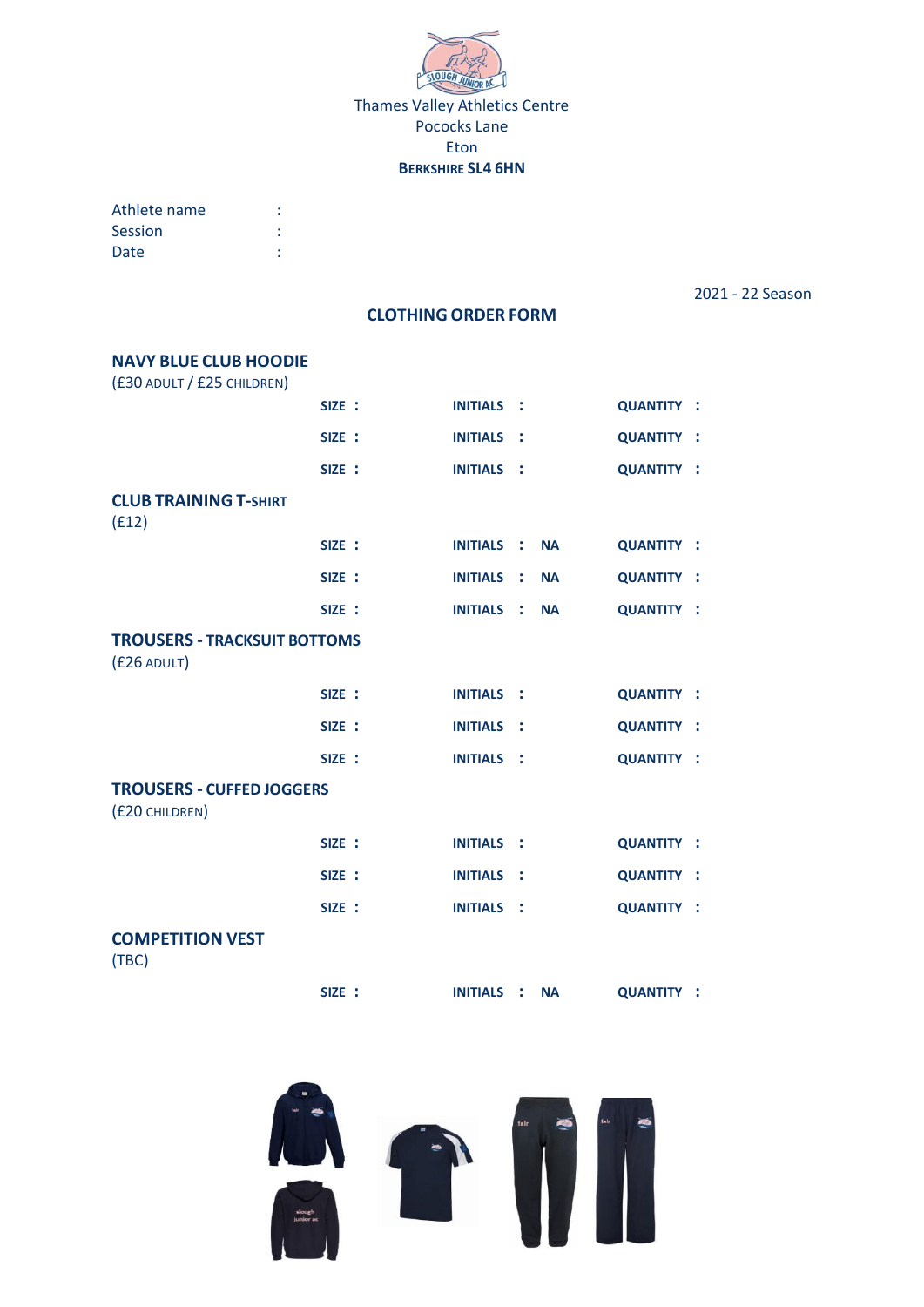Thames Valley Athletics Centre
Pocock Lane
Eton
**BERKSHIRE SL4 6HN**

Athlete name :
Session :
Date :

2021 - 22 Season

## CLOTHING ORDER FORM

### NAVY BLUE CLUB HOODIE
(£30 ADULT / £25 CHILDREN)

| SIZE : | INITIALS : | QUANTITY : |
|---|---|---|
| SIZE : | INITIALS : | QUANTITY : |
| SIZE : | INITIALS : | QUANTITY : |

### CLUB TRAINING T-SHIRT
(£12)

| SIZE : | INITIALS : NA | QUANTITY : |
|---|---|---|
| SIZE : | INITIALS : NA | QUANTITY : |
| SIZE : | INITIALS : NA | QUANTITY : |

### TROUSERS - TRACKSUIT BOTTOMS
(£26 ADULT)

| SIZE : | INITIALS : | QUANTITY : |
|---|---|---|
| SIZE : | INITIALS : | QUANTITY : |
| SIZE : | INITIALS : | QUANTITY : |

### TROUSERS - CUFFED JOGGERS
(£20 CHILDREN)

| SIZE : | INITIALS : | QUANTITY : |
|---|---|---|
| SIZE : | INITIALS : | QUANTITY : |
| SIZE : | INITIALS : | QUANTITY : |

### COMPETITION VEST
(TBC)

| SIZE : | INITIALS : NA | QUANTITY : |
|---|---|---|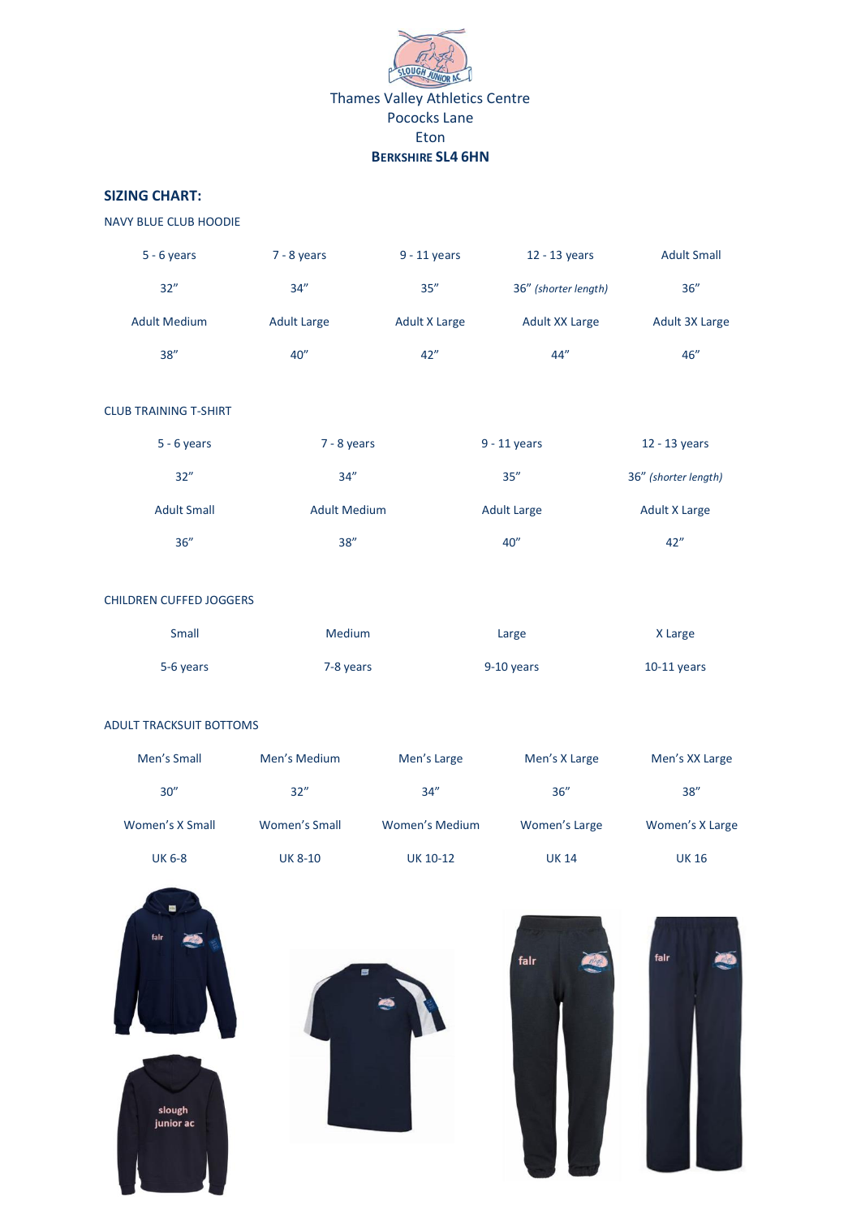Thames Valley Athletics Centre
Pococks Lane
Eton
**BERKSHIRE SL4 6HN**

## SIZING CHART:

NAVY BLUE CLUB HOODIE

| | | | | |
|---|---|---|---|---|
| 5 - 6 years | 7 - 8 years | 9 - 11 years | 12 - 13 years | Adult Small |
| 32" | 34" | 35" | 36" *(shorter length)* | 36" |
| Adult Medium | Adult Large | Adult X Large | Adult XX Large | Adult 3X Large |
| 38" | 40" | 42" | 44" | 46" |

CLUB TRAINING T-SHIRT

| | | | |
|---|---|---|---|
| 5 - 6 years | 7 - 8 years | 9 - 11 years | 12 - 13 years |
| 32" | 34" | 35" | 36" *(shorter length)* |
| Adult Small | Adult Medium | Adult Large | Adult X Large |
| 36" | 38" | 40" | 42" |

CHILDREN CUFFED JOGGERS

| | | | |
|---|---|---|---|
| Small | Medium | Large | X Large |
| 5-6 years | 7-8 years | 9-10 years | 10-11 years |

ADULT TRACKSUIT BOTTOMS

| | | | | |
|---|---|---|---|---|
| Men's Small | Men's Medium | Men's Large | Men's X Large | Men's XX Large |
| 30" | 32" | 34" | 36" | 38" |
| Women's X Small | Women's Small | Women's Medium | Women's Large | Women's X Large |
| UK 6-8 | UK 8-10 | UK 10-12 | UK 14 | UK 16 |